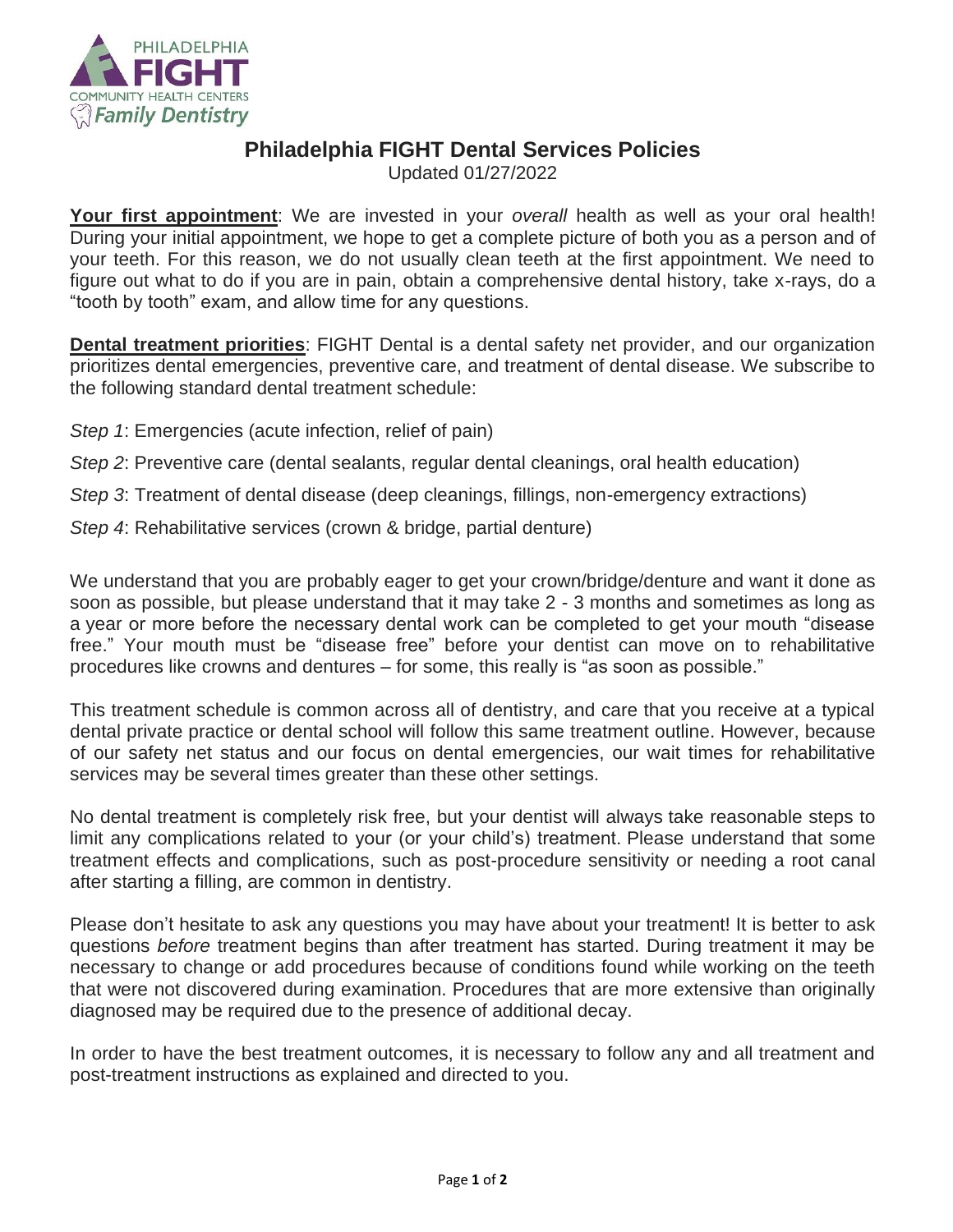# Philadelphia FIGHT Dental Services Policies

Updated 01/27/2022

**Your first appointment**: We are invested in your *overall* health as well as your oral health! During your initial appointment, we hope to get a complete picture of both you as a person and of your teeth. For this reason, we do not usually clean teeth at the first appointment. We need to figure out what to do if you are in pain, obtain a comprehensive dental history, take x-rays, do a "tooth by tooth" exam, and allow time for any questions.

**Dental treatment priorities**: FIGHT Dental is a dental safety net provider, and our organization prioritizes dental emergencies, preventive care, and treatment of dental disease. We subscribe to the following standard dental treatment schedule:

*Step 1*: Emergencies (acute infection, relief of pain)

*Step 2*: Preventive care (dental sealants, regular dental cleanings, oral health education)

*Step 3*: Treatment of dental disease (deep cleanings, fillings, non-emergency extractions)

*Step 4*: Rehabilitative services (crown & bridge, partial denture)

We understand that you are probably eager to get your crown/bridge/denture and want it done as soon as possible, but please understand that it may take 2 - 3 months and sometimes as long as a year or more before the necessary dental work can be completed to get your mouth "disease free." Your mouth must be "disease free" before your dentist can move on to rehabilitative procedures like crowns and dentures – for some, this really is "as soon as possible."

This treatment schedule is common across all of dentistry, and care that you receive at a typical dental private practice or dental school will follow this same treatment outline. However, because of our safety net status and our focus on dental emergencies, our wait times for rehabilitative services may be several times greater than these other settings.

No dental treatment is completely risk free, but your dentist will always take reasonable steps to limit any complications related to your (or your child's) treatment. Please understand that some treatment effects and complications, such as post-procedure sensitivity or needing a root canal after starting a filling, are common in dentistry.

Please don't hesitate to ask any questions you may have about your treatment! It is better to ask questions *before* treatment begins than after treatment has started. During treatment it may be necessary to change or add procedures because of conditions found while working on the teeth that were not discovered during examination. Procedures that are more extensive than originally diagnosed may be required due to the presence of additional decay.

In order to have the best treatment outcomes, it is necessary to follow any and all treatment and post-treatment instructions as explained and directed to you.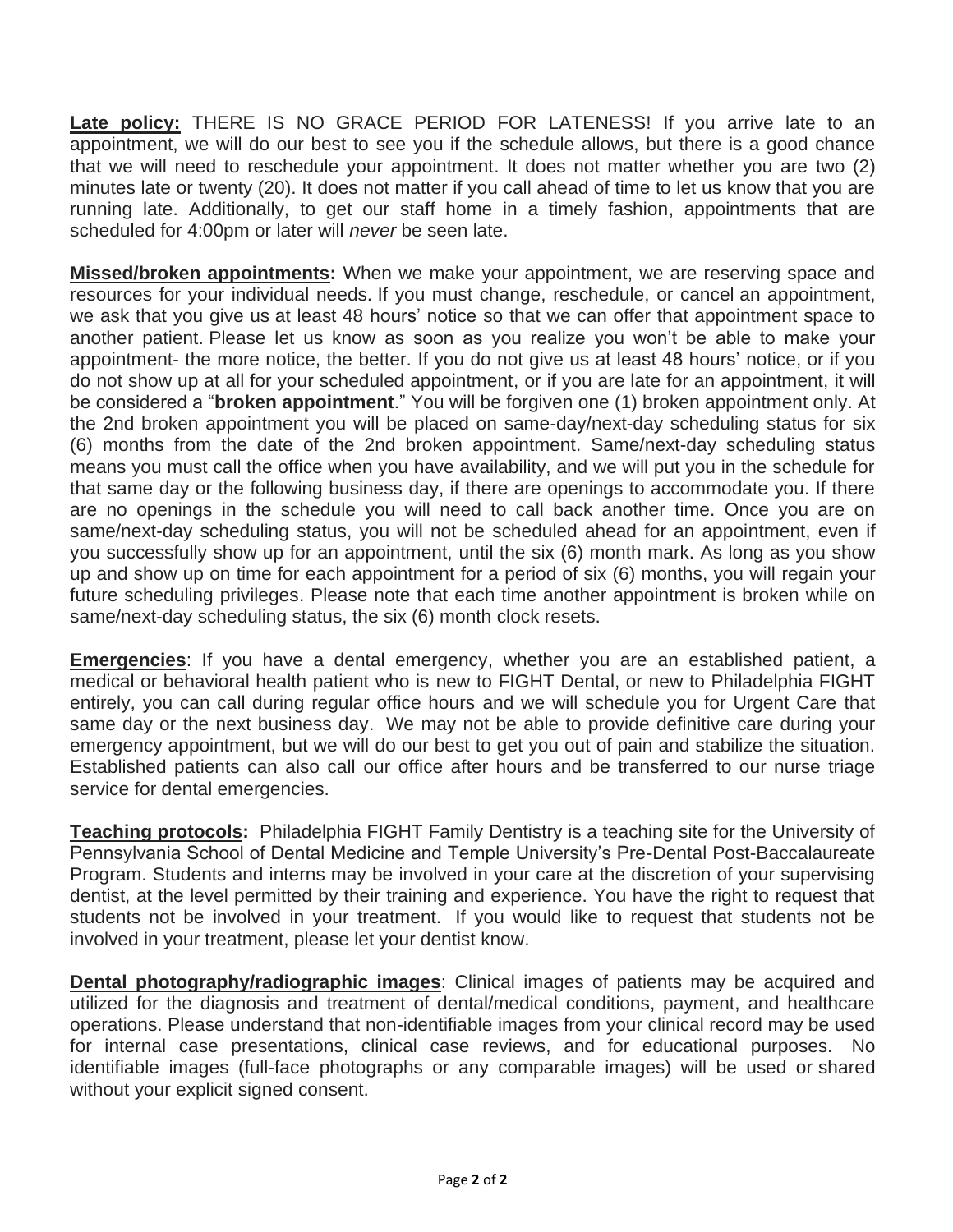**Late policy:** THERE IS NO GRACE PERIOD FOR LATENESS! If you arrive late to an appointment, we will do our best to see you if the schedule allows, but there is a good chance that we will need to reschedule your appointment. It does not matter whether you are two (2) minutes late or twenty (20). It does not matter if you call ahead of time to let us know that you are running late. Additionally, to get our staff home in a timely fashion, appointments that are scheduled for 4:00pm or later will *never* be seen late.

**Missed/broken appointments:** When we make your appointment, we are reserving space and resources for your individual needs. If you must change, reschedule, or cancel an appointment, we ask that you give us at least 48 hours' notice so that we can offer that appointment space to another patient. Please let us know as soon as you realize you won't be able to make your appointment- the more notice, the better. If you do not give us at least 48 hours' notice, or if you do not show up at all for your scheduled appointment, or if you are late for an appointment, it will be considered a "**broken appointment**." You will be forgiven one (1) broken appointment only. At the 2nd broken appointment you will be placed on same-day/next-day scheduling status for six (6) months from the date of the 2nd broken appointment. Same/next-day scheduling status means you must call the office when you have availability, and we will put you in the schedule for that same day or the following business day, if there are openings to accommodate you. If there are no openings in the schedule you will need to call back another time. Once you are on same/next-day scheduling status, you will not be scheduled ahead for an appointment, even if you successfully show up for an appointment, until the six (6) month mark. As long as you show up and show up on time for each appointment for a period of six (6) months, you will regain your future scheduling privileges. Please note that each time another appointment is broken while on same/next-day scheduling status, the six (6) month clock resets.

**Emergencies**: If you have a dental emergency, whether you are an established patient, a medical or behavioral health patient who is new to FIGHT Dental, or new to Philadelphia FIGHT entirely, you can call during regular office hours and we will schedule you for Urgent Care that same day or the next business day. We may not be able to provide definitive care during your emergency appointment, but we will do our best to get you out of pain and stabilize the situation. Established patients can also call our office after hours and be transferred to our nurse triage service for dental emergencies.

**Teaching protocols:** Philadelphia FIGHT Family Dentistry is a teaching site for the University of Pennsylvania School of Dental Medicine and Temple University's Pre-Dental Post-Baccalaureate Program. Students and interns may be involved in your care at the discretion of your supervising dentist, at the level permitted by their training and experience. You have the right to request that students not be involved in your treatment. If you would like to request that students not be involved in your treatment, please let your dentist know.

**Dental photography/radiographic images**: Clinical images of patients may be acquired and utilized for the diagnosis and treatment of dental/medical conditions, payment, and healthcare operations. Please understand that non-identifiable images from your clinical record may be used for internal case presentations, clinical case reviews, and for educational purposes. No identifiable images (full-face photographs or any comparable images) will be used or shared without your explicit signed consent.